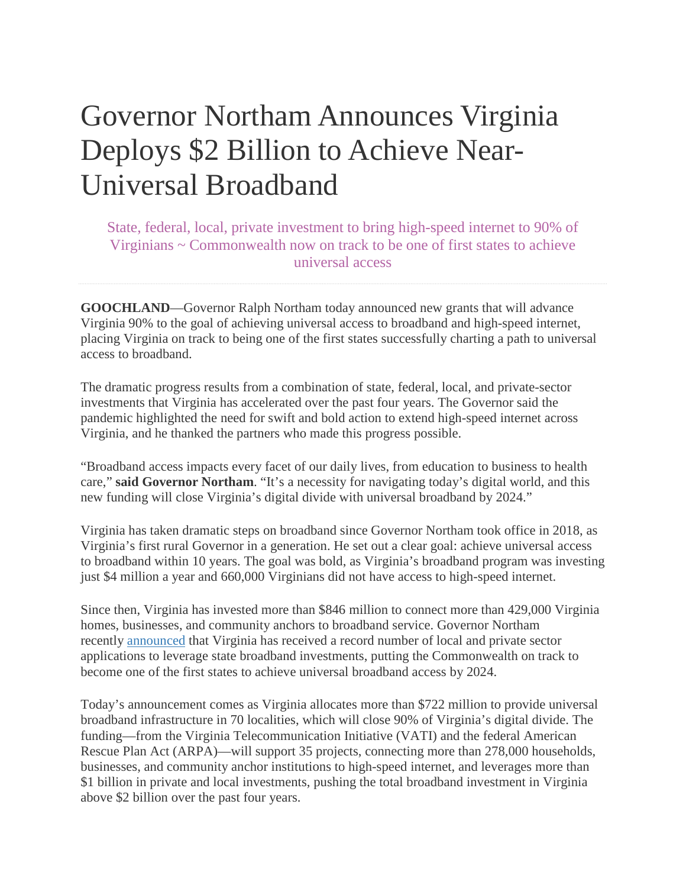# Governor Northam Announces Virginia Deploys $2 Billion to Achieve Near-Universal Broadband

State, federal, local, private investment to bring high-speed internet to 90% of Virginians ~ Commonwealth now on track to be one of first states to achieve universal access

---

**GOOCHLAND**—Governor Ralph Northam today announced new grants that will advance Virginia 90% to the goal of achieving universal access to broadband and high-speed internet, placing Virginia on track to being one of the first states successfully charting a path to universal access to broadband.

The dramatic progress results from a combination of state, federal, local, and private-sector investments that Virginia has accelerated over the past four years. The Governor said the pandemic highlighted the need for swift and bold action to extend high-speed internet across Virginia, and he thanked the partners who made this progress possible.

"Broadband access impacts every facet of our daily lives, from education to business to health care," **said Governor Northam**. "It's a necessity for navigating today's digital world, and this new funding will close Virginia's digital divide with universal broadband by 2024."

Virginia has taken dramatic steps on broadband since Governor Northam took office in 2018, as Virginia's first rural Governor in a generation. He set out a clear goal: achieve universal access to broadband within 10 years. The goal was bold, as Virginia's broadband program was investing just $4 million a year and 660,000 Virginians did not have access to high-speed internet.

Since then, Virginia has invested more than $846 million to connect more than 429,000 Virginia homes, businesses, and community anchors to broadband service. Governor Northam recently announced that Virginia has received a record number of local and private sector applications to leverage state broadband investments, putting the Commonwealth on track to become one of the first states to achieve universal broadband access by 2024.

Today's announcement comes as Virginia allocates more than $722 million to provide universal broadband infrastructure in 70 localities, which will close 90% of Virginia's digital divide. The funding—from the Virginia Telecommunication Initiative (VATI) and the federal American Rescue Plan Act (ARPA)—will support 35 projects, connecting more than 278,000 households, businesses, and community anchor institutions to high-speed internet, and leverages more than $1 billion in private and local investments, pushing the total broadband investment in Virginia above $2 billion over the past four years.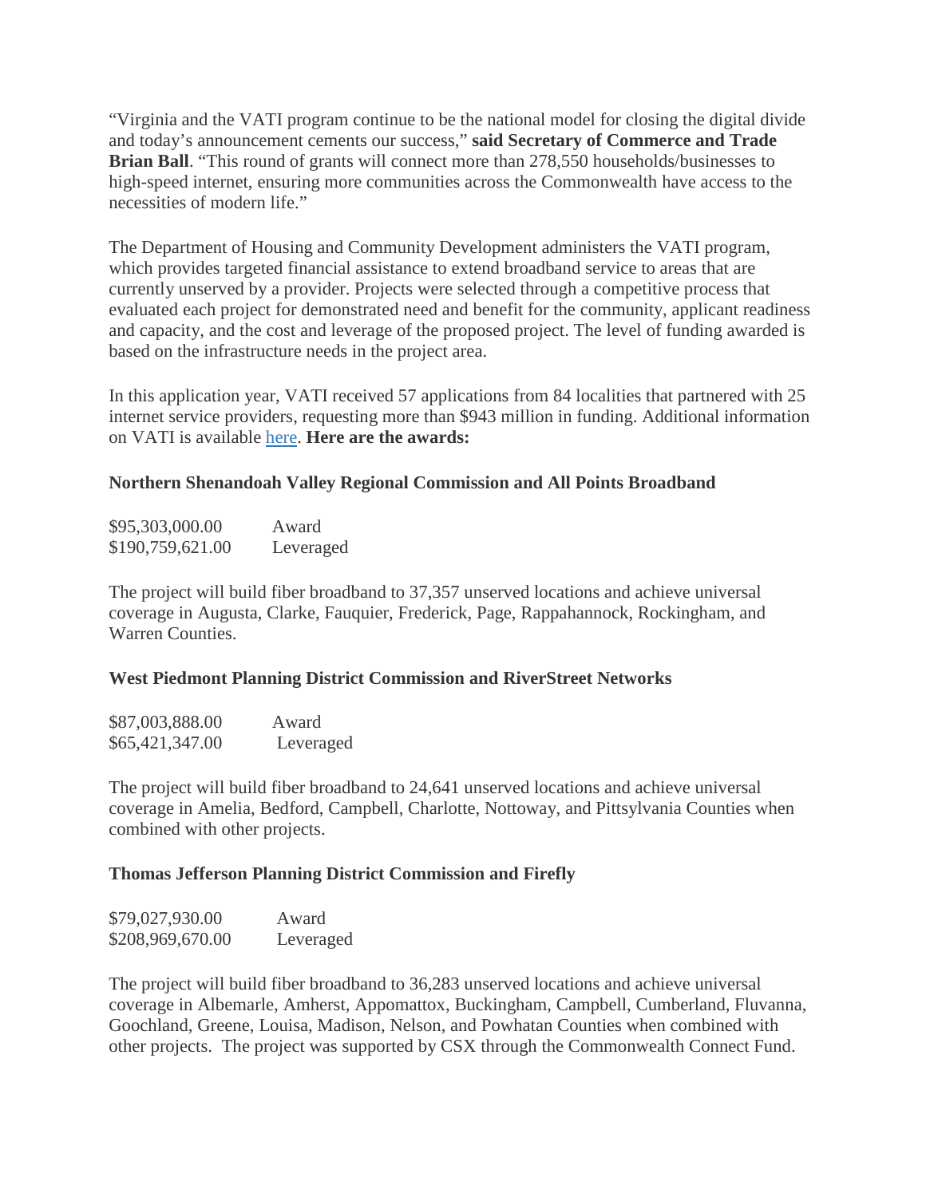"Virginia and the VATI program continue to be the national model for closing the digital divide and today's announcement cements our success," **said Secretary of Commerce and Trade Brian Ball**. "This round of grants will connect more than 278,550 households/businesses to high-speed internet, ensuring more communities across the Commonwealth have access to the necessities of modern life."

The Department of Housing and Community Development administers the VATI program, which provides targeted financial assistance to extend broadband service to areas that are currently unserved by a provider. Projects were selected through a competitive process that evaluated each project for demonstrated need and benefit for the community, applicant readiness and capacity, and the cost and leverage of the proposed project. The level of funding awarded is based on the infrastructure needs in the project area.

In this application year, VATI received 57 applications from 84 localities that partnered with 25 internet service providers, requesting more than $943 million in funding. Additional information on VATI is available [here](). **Here are the awards:**

**Northern Shenandoah Valley Regional Commission and All Points Broadband**

| | |
|---|---|
| $95,303,000.00 | Award |
| $190,759,621.00 | Leveraged |

The project will build fiber broadband to 37,357 unserved locations and achieve universal coverage in Augusta, Clarke, Fauquier, Frederick, Page, Rappahannock, Rockingham, and Warren Counties.

**West Piedmont Planning District Commission and RiverStreet Networks**

| | |
|---|---|
| $87,003,888.00 | Award |
| $65,421,347.00 | Leveraged |

The project will build fiber broadband to 24,641 unserved locations and achieve universal coverage in Amelia, Bedford, Campbell, Charlotte, Nottoway, and Pittsylvania Counties when combined with other projects.

**Thomas Jefferson Planning District Commission and Firefly**

| | |
|---|---|
| $79,027,930.00 | Award |
| $208,969,670.00 | Leveraged |

The project will build fiber broadband to 36,283 unserved locations and achieve universal coverage in Albemarle, Amherst, Appomattox, Buckingham, Campbell, Cumberland, Fluvanna, Goochland, Greene, Louisa, Madison, Nelson, and Powhatan Counties when combined with other projects. The project was supported by CSX through the Commonwealth Connect Fund.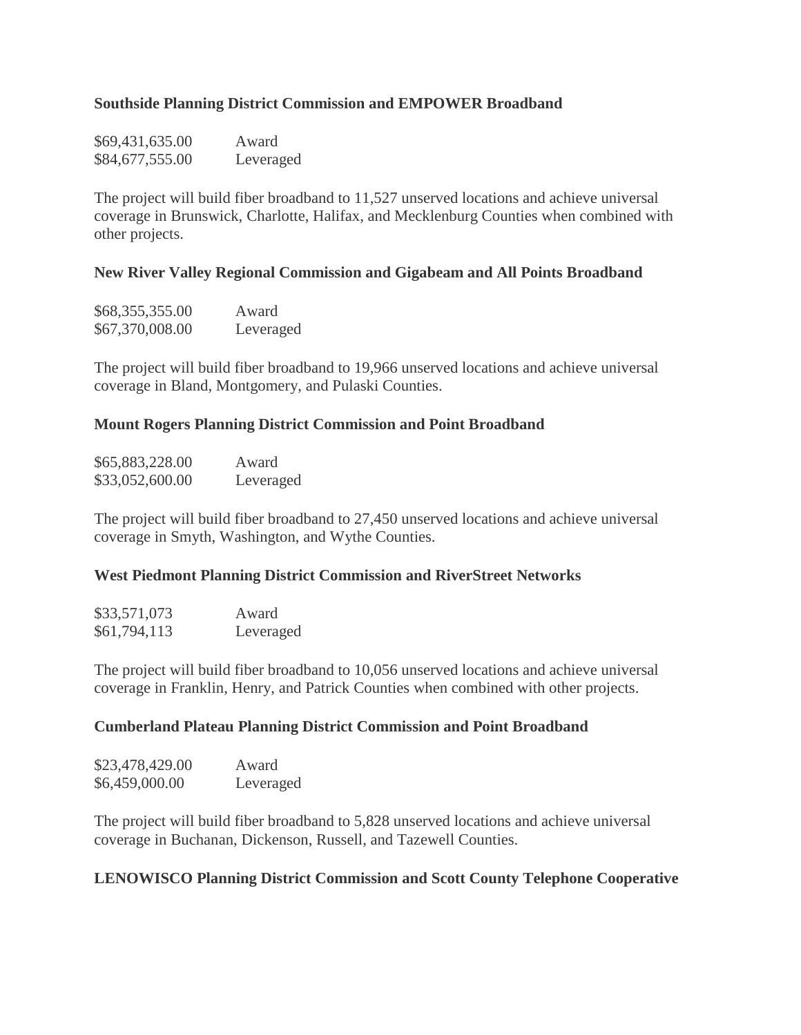**Southside Planning District Commission and EMPOWER Broadband**

| | |
|---|---|
| $69,431,635.00 | Award |
| $84,677,555.00 | Leveraged |

The project will build fiber broadband to 11,527 unserved locations and achieve universal coverage in Brunswick, Charlotte, Halifax, and Mecklenburg Counties when combined with other projects.

**New River Valley Regional Commission and Gigabeam and All Points Broadband**

| | |
|---|---|
| $68,355,355.00 | Award |
| $67,370,008.00 | Leveraged |

The project will build fiber broadband to 19,966 unserved locations and achieve universal coverage in Bland, Montgomery, and Pulaski Counties.

**Mount Rogers Planning District Commission and Point Broadband**

| | |
|---|---|
| $65,883,228.00 | Award |
| $33,052,600.00 | Leveraged |

The project will build fiber broadband to 27,450 unserved locations and achieve universal coverage in Smyth, Washington, and Wythe Counties.

**West Piedmont Planning District Commission and RiverStreet Networks**

| | |
|---|---|
| $33,571,073 | Award |
| $61,794,113 | Leveraged |

The project will build fiber broadband to 10,056 unserved locations and achieve universal coverage in Franklin, Henry, and Patrick Counties when combined with other projects.

**Cumberland Plateau Planning District Commission and Point Broadband**

| | |
|---|---|
| $23,478,429.00 | Award |
| $6,459,000.00 | Leveraged |

The project will build fiber broadband to 5,828 unserved locations and achieve universal coverage in Buchanan, Dickenson, Russell, and Tazewell Counties.

**LENOWISCO Planning District Commission and Scott County Telephone Cooperative**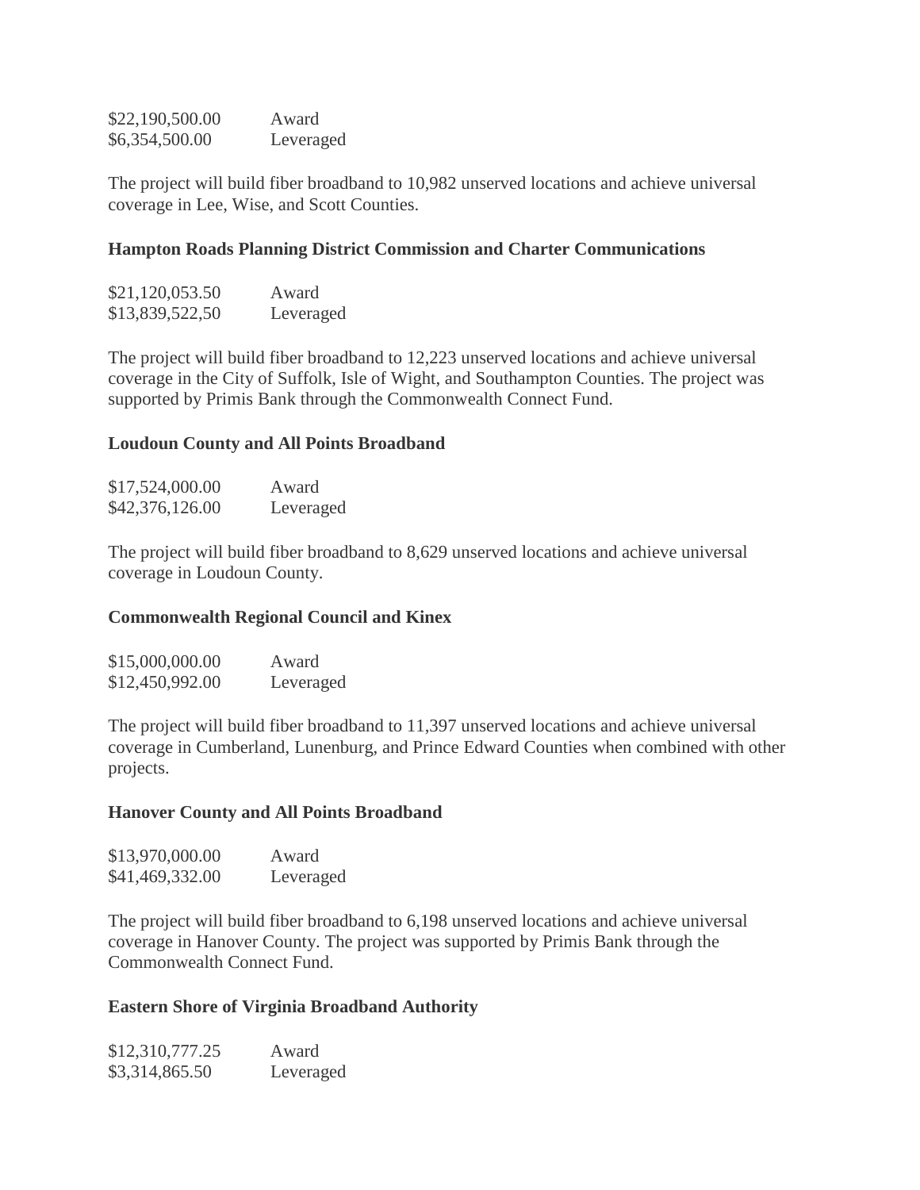| | |
|---|---|
| $22,190,500.00 | Award |
| $6,354,500.00 | Leveraged |

The project will build fiber broadband to 10,982 unserved locations and achieve universal coverage in Lee, Wise, and Scott Counties.

**Hampton Roads Planning District Commission and Charter Communications**

| | |
|---|---|
| $21,120,053.50 | Award |
| $13,839,522,50 | Leveraged |

The project will build fiber broadband to 12,223 unserved locations and achieve universal coverage in the City of Suffolk, Isle of Wight, and Southampton Counties. The project was supported by Primis Bank through the Commonwealth Connect Fund.

**Loudoun County and All Points Broadband**

| | |
|---|---|
| $17,524,000.00 | Award |
| $42,376,126.00 | Leveraged |

The project will build fiber broadband to 8,629 unserved locations and achieve universal coverage in Loudoun County.

**Commonwealth Regional Council and Kinex**

| | |
|---|---|
| $15,000,000.00 | Award |
| $12,450,992.00 | Leveraged |

The project will build fiber broadband to 11,397 unserved locations and achieve universal coverage in Cumberland, Lunenburg, and Prince Edward Counties when combined with other projects.

**Hanover County and All Points Broadband**

| | |
|---|---|
| $13,970,000.00 | Award |
| $41,469,332.00 | Leveraged |

The project will build fiber broadband to 6,198 unserved locations and achieve universal coverage in Hanover County. The project was supported by Primis Bank through the Commonwealth Connect Fund.

**Eastern Shore of Virginia Broadband Authority**

| | |
|---|---|
| $12,310,777.25 | Award |
| $3,314,865.50 | Leveraged |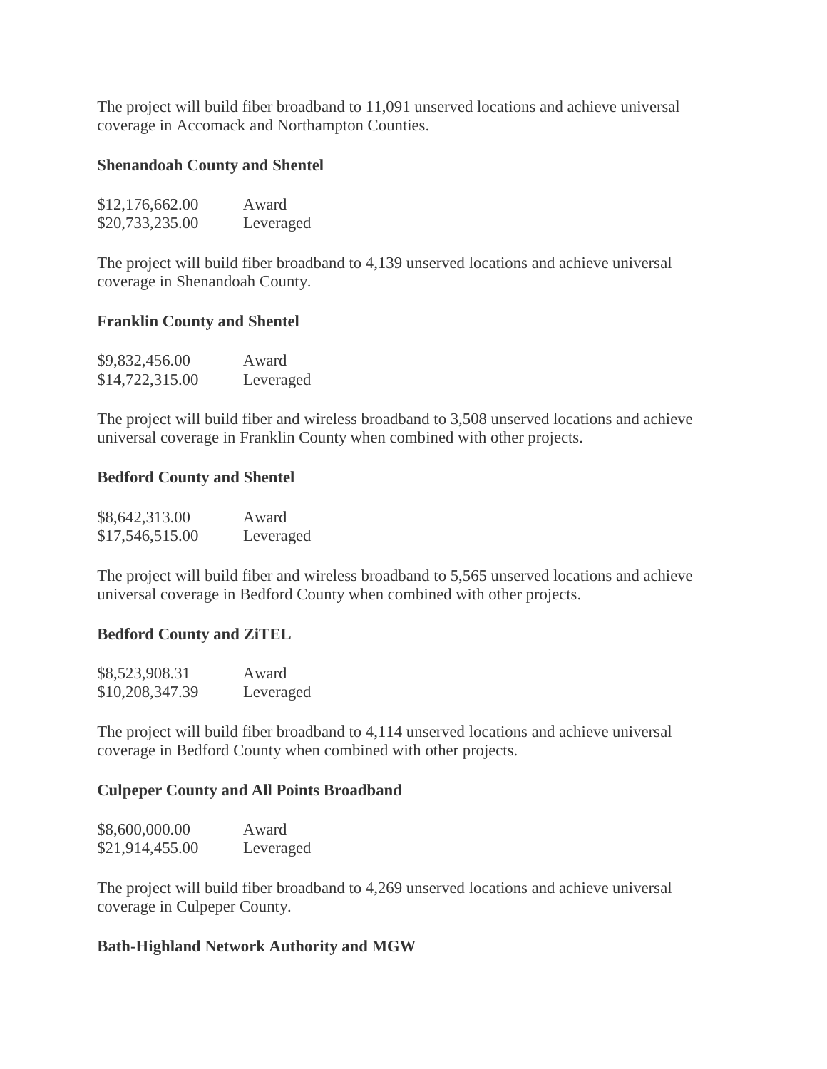The project will build fiber broadband to 11,091 unserved locations and achieve universal coverage in Accomack and Northampton Counties.

**Shenandoah County and Shentel**

| | |
|---|---|
| $12,176,662.00 | Award |
| $20,733,235.00 | Leveraged |

The project will build fiber broadband to 4,139 unserved locations and achieve universal coverage in Shenandoah County.

**Franklin County and Shentel**

| | |
|---|---|
| $9,832,456.00 | Award |
| $14,722,315.00 | Leveraged |

The project will build fiber and wireless broadband to 3,508 unserved locations and achieve universal coverage in Franklin County when combined with other projects.

**Bedford County and Shentel**

| | |
|---|---|
| $8,642,313.00 | Award |
| $17,546,515.00 | Leveraged |

The project will build fiber and wireless broadband to 5,565 unserved locations and achieve universal coverage in Bedford County when combined with other projects.

**Bedford County and ZiTEL**

| | |
|---|---|
| $8,523,908.31 | Award |
| $10,208,347.39 | Leveraged |

The project will build fiber broadband to 4,114 unserved locations and achieve universal coverage in Bedford County when combined with other projects.

**Culpeper County and All Points Broadband**

| | |
|---|---|
| $8,600,000.00 | Award |
| $21,914,455.00 | Leveraged |

The project will build fiber broadband to 4,269 unserved locations and achieve universal coverage in Culpeper County.

**Bath-Highland Network Authority and MGW**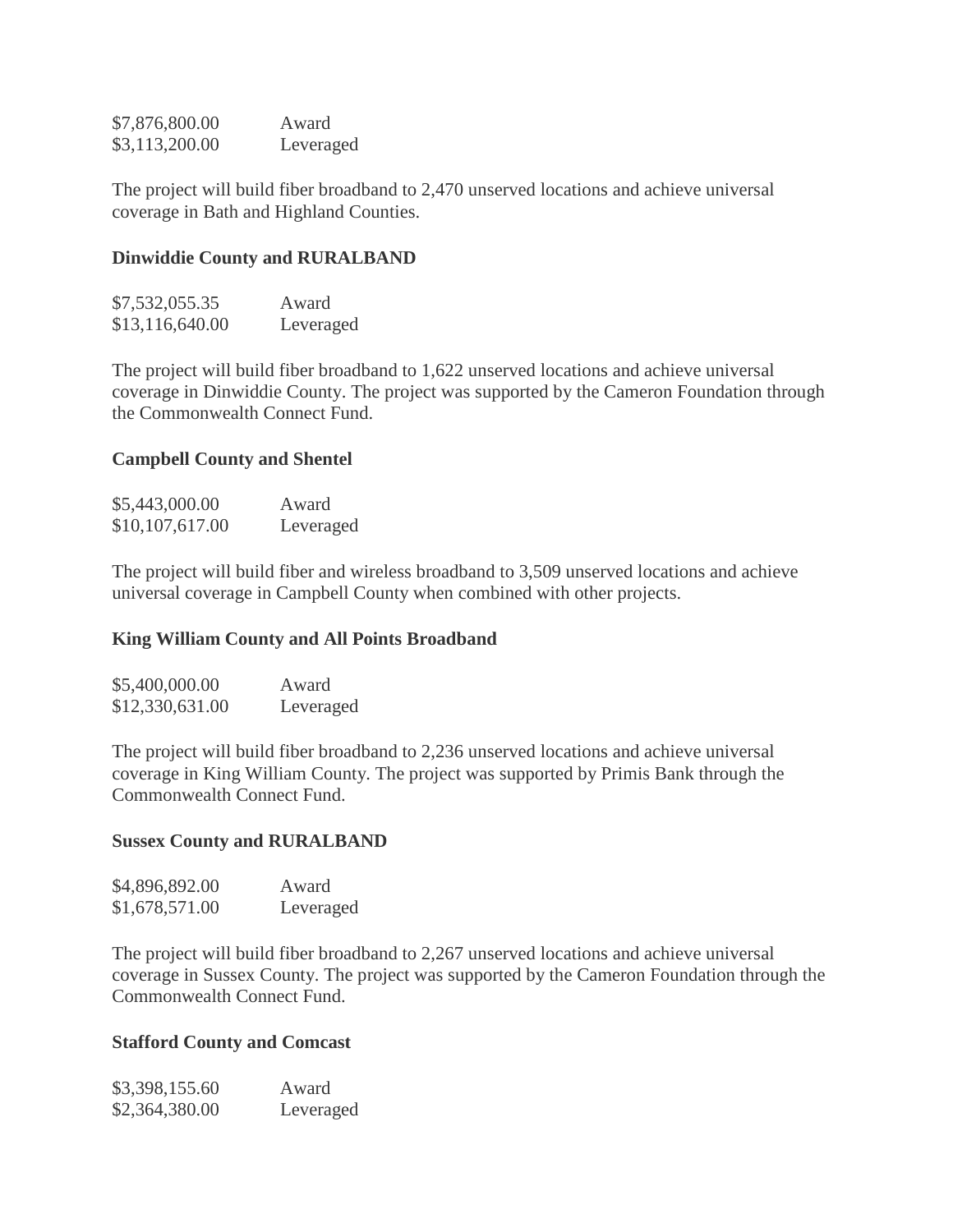| | |
|---|---|
| $7,876,800.00 | Award |
| $3,113,200.00 | Leveraged |

The project will build fiber broadband to 2,470 unserved locations and achieve universal coverage in Bath and Highland Counties.

**Dinwiddie County and RURALBAND**

| | |
|---|---|
| $7,532,055.35 | Award |
| $13,116,640.00 | Leveraged |

The project will build fiber broadband to 1,622 unserved locations and achieve universal coverage in Dinwiddie County. The project was supported by the Cameron Foundation through the Commonwealth Connect Fund.

**Campbell County and Shentel**

| | |
|---|---|
| $5,443,000.00 | Award |
| $10,107,617.00 | Leveraged |

The project will build fiber and wireless broadband to 3,509 unserved locations and achieve universal coverage in Campbell County when combined with other projects.

**King William County and All Points Broadband**

| | |
|---|---|
| $5,400,000.00 | Award |
| $12,330,631.00 | Leveraged |

The project will build fiber broadband to 2,236 unserved locations and achieve universal coverage in King William County. The project was supported by Primis Bank through the Commonwealth Connect Fund.

**Sussex County and RURALBAND**

| | |
|---|---|
| $4,896,892.00 | Award |
| $1,678,571.00 | Leveraged |

The project will build fiber broadband to 2,267 unserved locations and achieve universal coverage in Sussex County. The project was supported by the Cameron Foundation through the Commonwealth Connect Fund.

**Stafford County and Comcast**

| | |
|---|---|
| $3,398,155.60 | Award |
| $2,364,380.00 | Leveraged |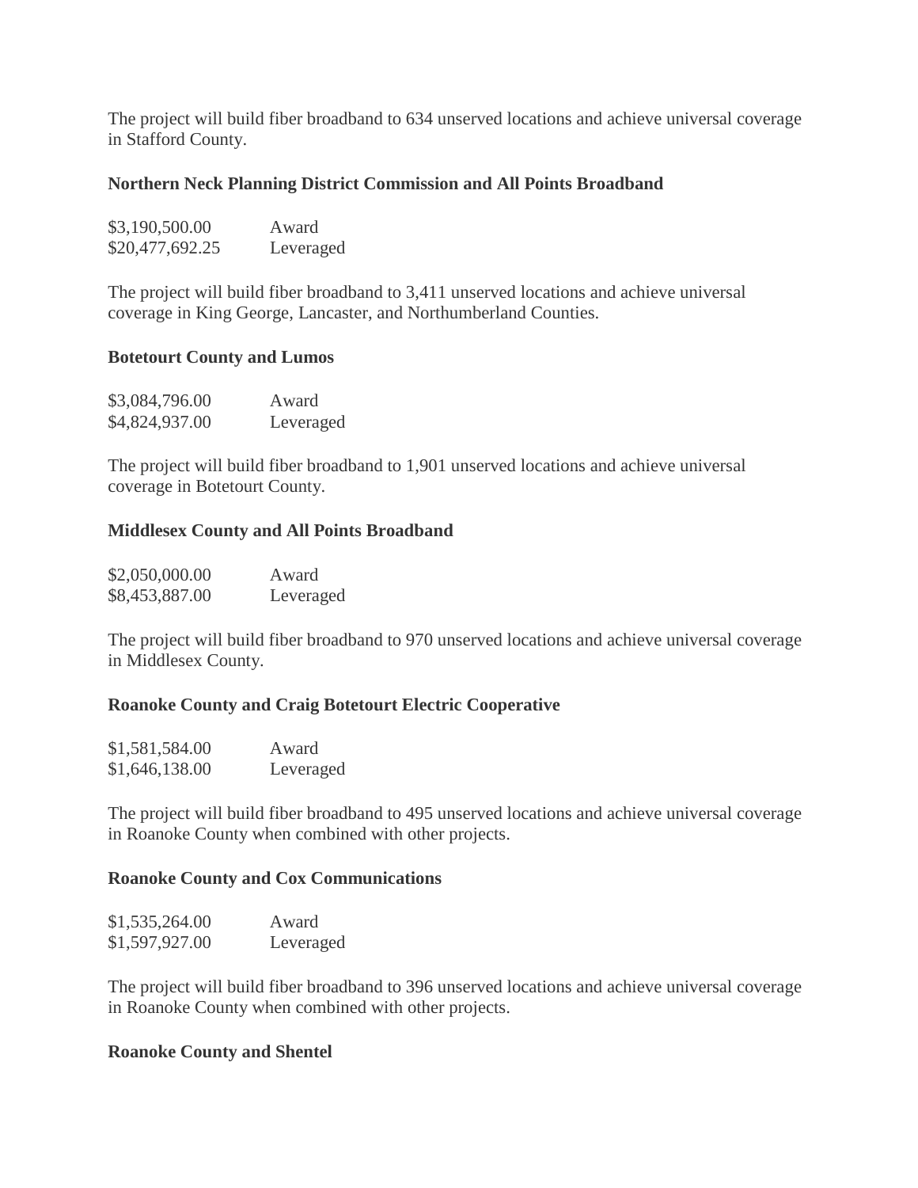The project will build fiber broadband to 634 unserved locations and achieve universal coverage in Stafford County.

**Northern Neck Planning District Commission and All Points Broadband**

| | |
|---|---|
| $3,190,500.00 | Award |
| $20,477,692.25 | Leveraged |

The project will build fiber broadband to 3,411 unserved locations and achieve universal coverage in King George, Lancaster, and Northumberland Counties.

**Botetourt County and Lumos**

| | |
|---|---|
| $3,084,796.00 | Award |
| $4,824,937.00 | Leveraged |

The project will build fiber broadband to 1,901 unserved locations and achieve universal coverage in Botetourt County.

**Middlesex County and All Points Broadband**

| | |
|---|---|
| $2,050,000.00 | Award |
| $8,453,887.00 | Leveraged |

The project will build fiber broadband to 970 unserved locations and achieve universal coverage in Middlesex County.

**Roanoke County and Craig Botetourt Electric Cooperative**

| | |
|---|---|
| $1,581,584.00 | Award |
| $1,646,138.00 | Leveraged |

The project will build fiber broadband to 495 unserved locations and achieve universal coverage in Roanoke County when combined with other projects.

**Roanoke County and Cox Communications**

| | |
|---|---|
| $1,535,264.00 | Award |
| $1,597,927.00 | Leveraged |

The project will build fiber broadband to 396 unserved locations and achieve universal coverage in Roanoke County when combined with other projects.

**Roanoke County and Shentel**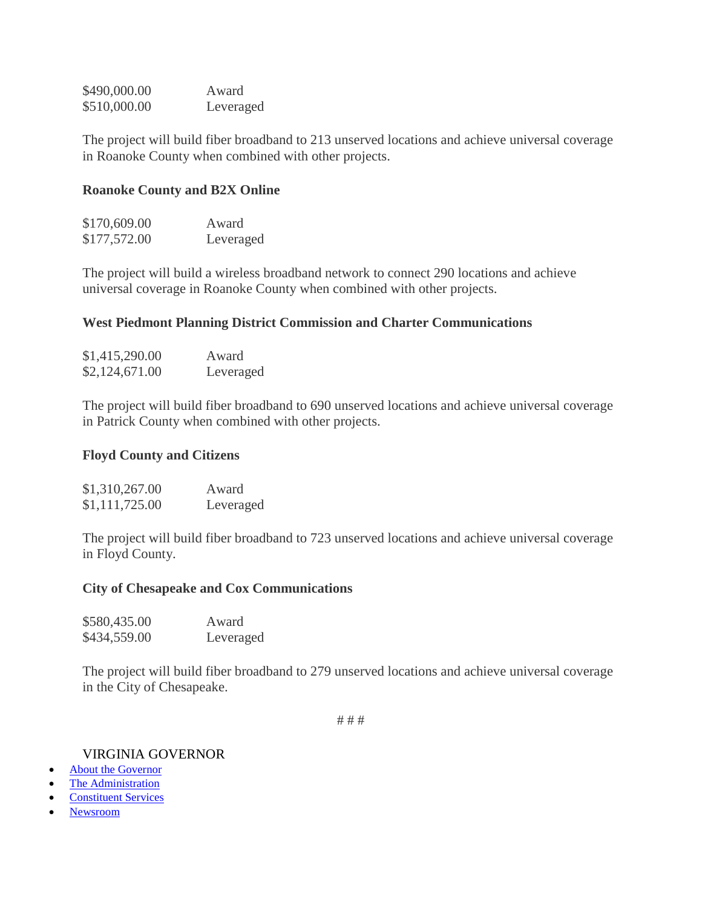| | |
|---|---|
| $490,000.00 | Award |
| $510,000.00 | Leveraged |

The project will build fiber broadband to 213 unserved locations and achieve universal coverage in Roanoke County when combined with other projects.

**Roanoke County and B2X Online**

| | |
|---|---|
| $170,609.00 | Award |
| $177,572.00 | Leveraged |

The project will build a wireless broadband network to connect 290 locations and achieve universal coverage in Roanoke County when combined with other projects.

**West Piedmont Planning District Commission and Charter Communications**

| | |
|---|---|
| $1,415,290.00 | Award |
| $2,124,671.00 | Leveraged |

The project will build fiber broadband to 690 unserved locations and achieve universal coverage in Patrick County when combined with other projects.

**Floyd County and Citizens**

| | |
|---|---|
| $1,310,267.00 | Award |
| $1,111,725.00 | Leveraged |

The project will build fiber broadband to 723 unserved locations and achieve universal coverage in Floyd County.

**City of Chesapeake and Cox Communications**

| | |
|---|---|
| $580,435.00 | Award |
| $434,559.00 | Leveraged |

The project will build fiber broadband to 279 unserved locations and achieve universal coverage in the City of Chesapeake.

# # #

VIRGINIA GOVERNOR

- About the Governor
- The Administration
- Constituent Services
- Newsroom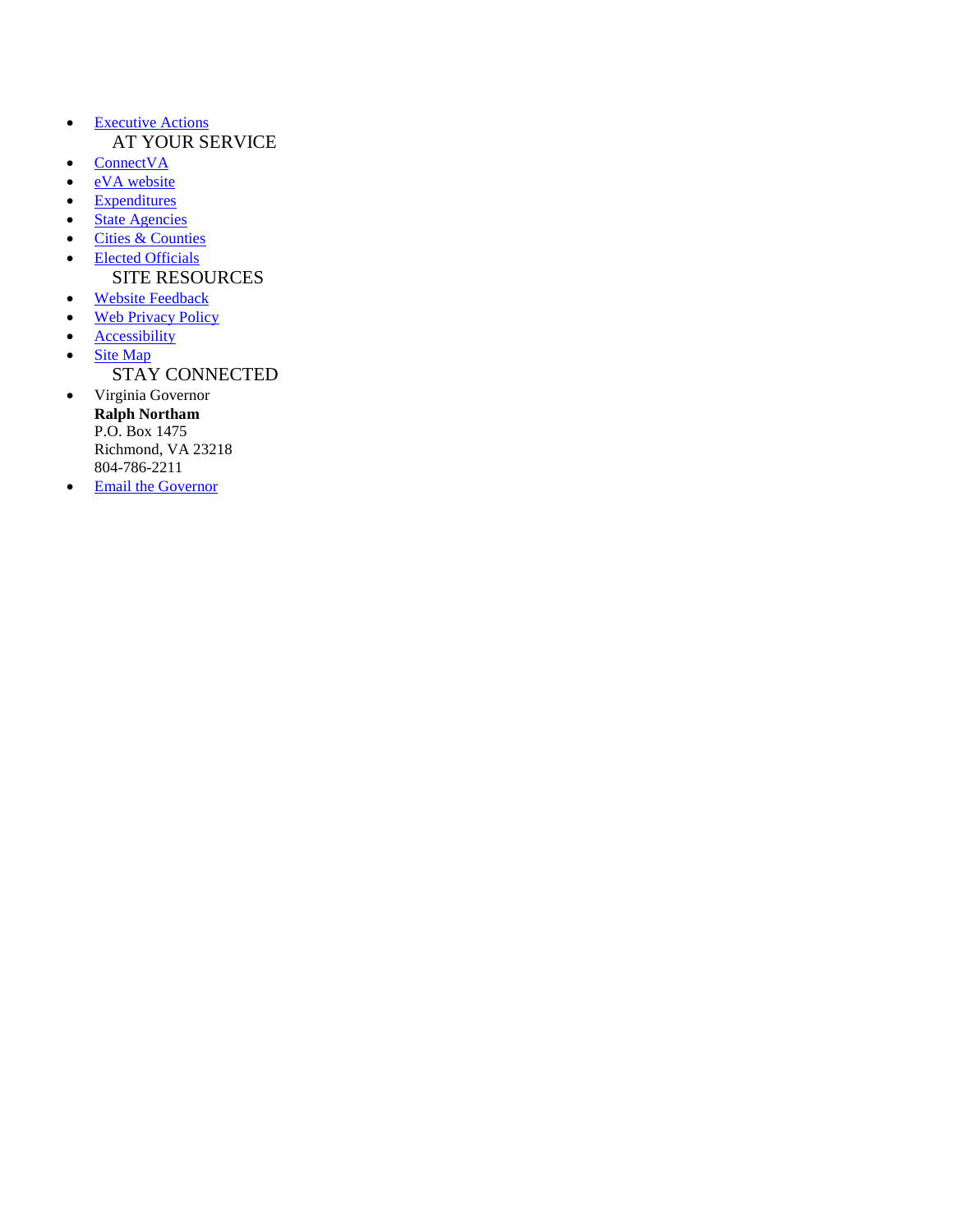- Executive Actions

AT YOUR SERVICE

- ConnectVA
- eVA website
- Expenditures
- State Agencies
- Cities & Counties
- Elected Officials

SITE RESOURCES

- Website Feedback
- Web Privacy Policy
- Accessibility
- Site Map

STAY CONNECTED

- Virginia Governor
  **Ralph Northam**
  P.O. Box 1475
  Richmond, VA 23218
  804-786-2211
- Email the Governor